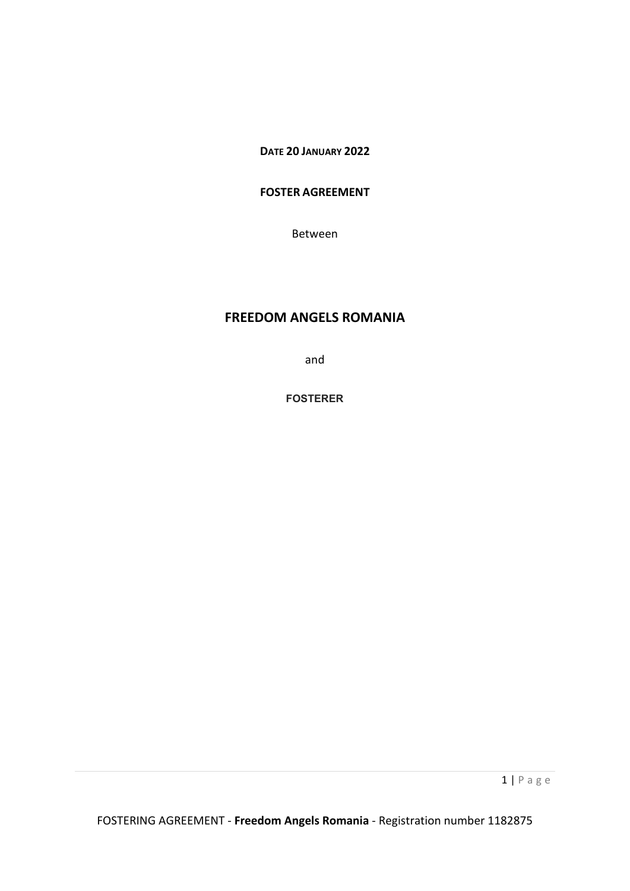**DATE 20 JANUARY 2022**

# FOSTER AGREEMENT

Between

## FREEDOM ANGELS ROMANIA

and

**FOSTERER**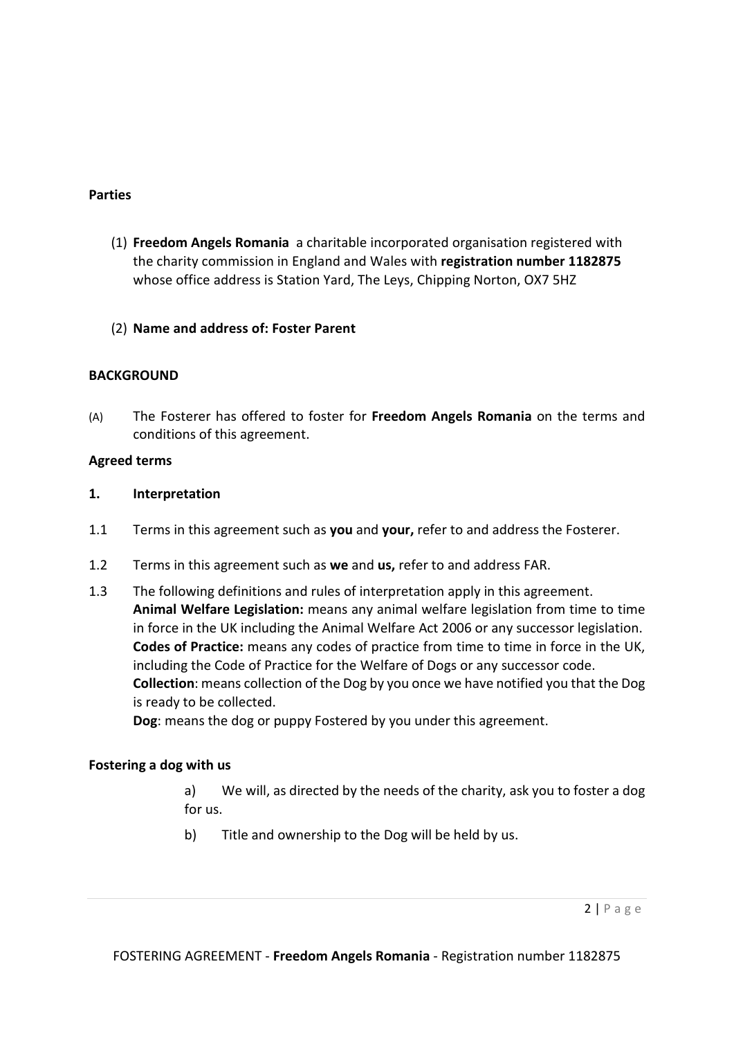**Parties**

(1) **Freedom Angels Romania** a charitable incorporated organisation registered with the charity commission in England and Wales with **registration number 1182875** whose office address is Station Yard, The Leys, Chipping Norton, OX7 5HZ

(2) **Name and address of: Foster Parent**

**BACKGROUND**

(A) The Fosterer has offered to foster for **Freedom Angels Romania** on the terms and conditions of this agreement.

**Agreed terms**

**1. Interpretation**

1.1 Terms in this agreement such as **you** and **your,** refer to and address the Fosterer.

1.2 Terms in this agreement such as **we** and **us,** refer to and address FAR.

1.3 The following definitions and rules of interpretation apply in this agreement.
**Animal Welfare Legislation:** means any animal welfare legislation from time to time in force in the UK including the Animal Welfare Act 2006 or any successor legislation.
**Codes of Practice:** means any codes of practice from time to time in force in the UK, including the Code of Practice for the Welfare of Dogs or any successor code.
**Collection**: means collection of the Dog by you once we have notified you that the Dog is ready to be collected.
**Dog**: means the dog or puppy Fostered by you under this agreement.

**Fostering a dog with us**

a) We will, as directed by the needs of the charity, ask you to foster a dog for us.

b) Title and ownership to the Dog will be held by us.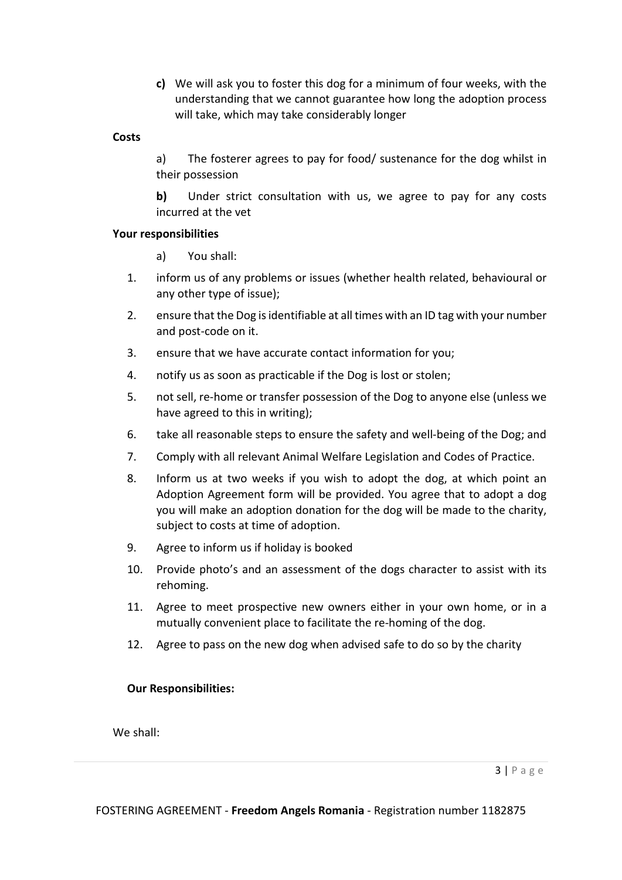**c)** We will ask you to foster this dog for a minimum of four weeks, with the understanding that we cannot guarantee how long the adoption process will take, which may take considerably longer

**Costs**

a) The fosterer agrees to pay for food/ sustenance for the dog whilst in their possession

**b)** Under strict consultation with us, we agree to pay for any costs incurred at the vet

**Your responsibilities**

a) You shall:

1. inform us of any problems or issues (whether health related, behavioural or any other type of issue);
2. ensure that the Dog is identifiable at all times with an ID tag with your number and post-code on it.
3. ensure that we have accurate contact information for you;
4. notify us as soon as practicable if the Dog is lost or stolen;
5. not sell, re-home or transfer possession of the Dog to anyone else (unless we have agreed to this in writing);
6. take all reasonable steps to ensure the safety and well-being of the Dog; and
7. Comply with all relevant Animal Welfare Legislation and Codes of Practice.
8. Inform us at two weeks if you wish to adopt the dog, at which point an Adoption Agreement form will be provided. You agree that to adopt a dog you will make an adoption donation for the dog will be made to the charity, subject to costs at time of adoption.
9. Agree to inform us if holiday is booked
10. Provide photo's and an assessment of the dogs character to assist with its rehoming.
11. Agree to meet prospective new owners either in your own home, or in a mutually convenient place to facilitate the re-homing of the dog.
12. Agree to pass on the new dog when advised safe to do so by the charity

**Our Responsibilities:**

We shall: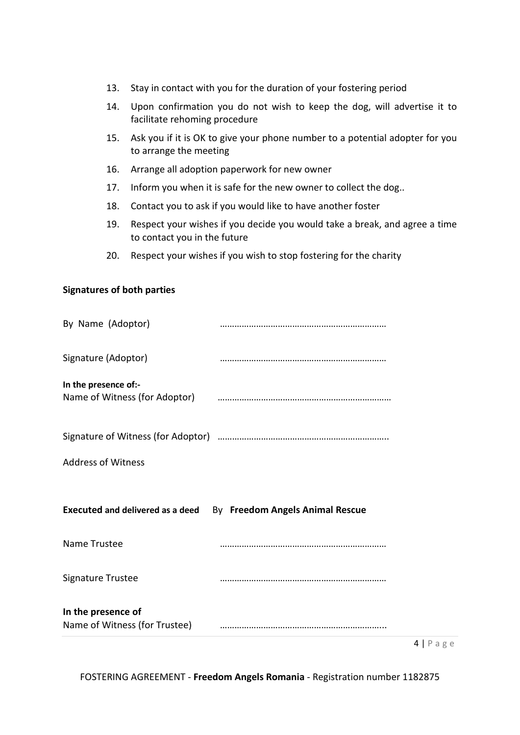13. Stay in contact with you for the duration of your fostering period
14. Upon confirmation you do not wish to keep the dog, will advertise it to facilitate rehoming procedure
15. Ask you if it is OK to give your phone number to a potential adopter for you to arrange the meeting
16. Arrange all adoption paperwork for new owner
17. Inform you when it is safe for the new owner to collect the dog..
18. Contact you to ask if you would like to have another foster
19. Respect your wishes if you decide you would take a break, and agree a time to contact you in the future
20. Respect your wishes if you wish to stop fostering for the charity

**Signatures of both parties**

By Name (Adoptor) ……………………………………………………………

Signature (Adoptor) ……………………………………………………………

**In the presence of:-**
Name of Witness (for Adoptor) ………………………………………………………………

Signature of Witness (for Adoptor) ……………………………………………………………..

Address of Witness

**Executed and delivered as a deed** By **Freedom Angels Animal Rescue**

Name Trustee ……………………………………………………………

Signature Trustee ……………………………………………………………

**In the presence of**
Name of Witness (for Trustee) ……………………………………………………………..

FOSTERING AGREEMENT - **Freedom Angels Romania** - Registration number 1182875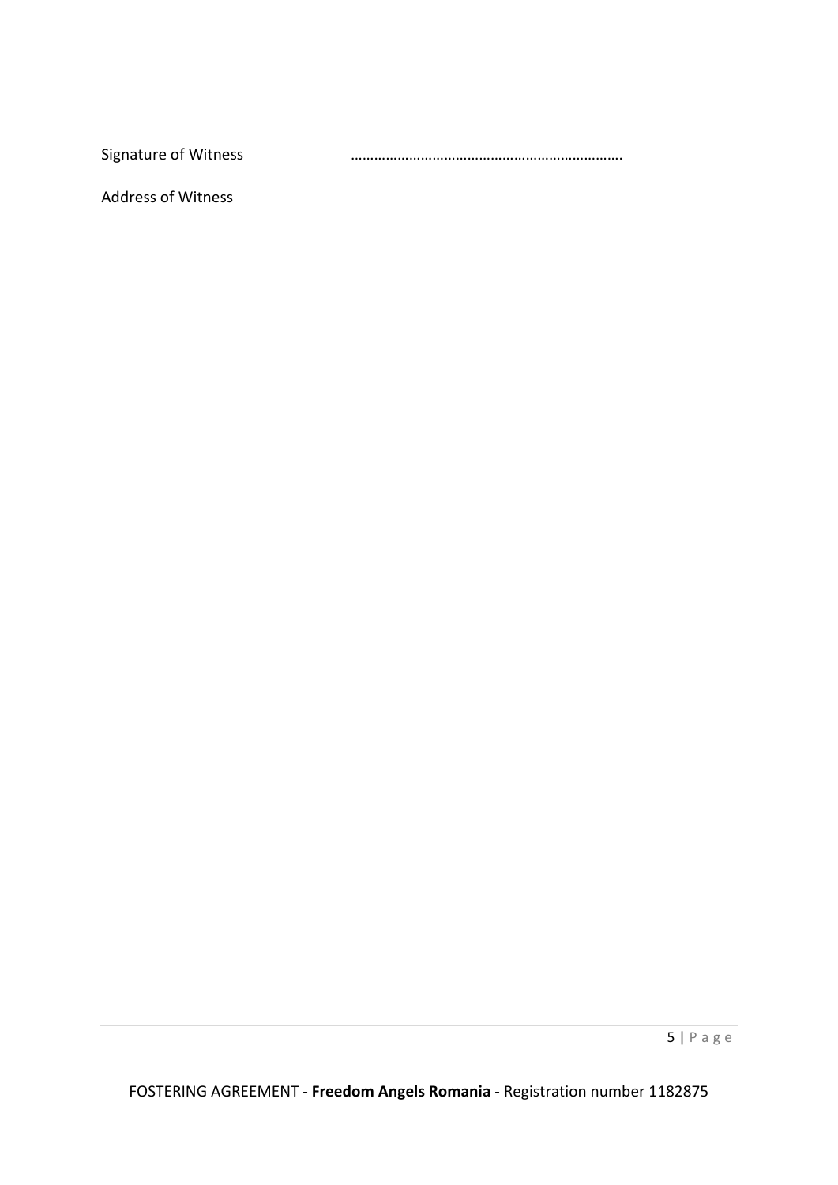Signature of Witness ……………………………………………………………

Address of Witness